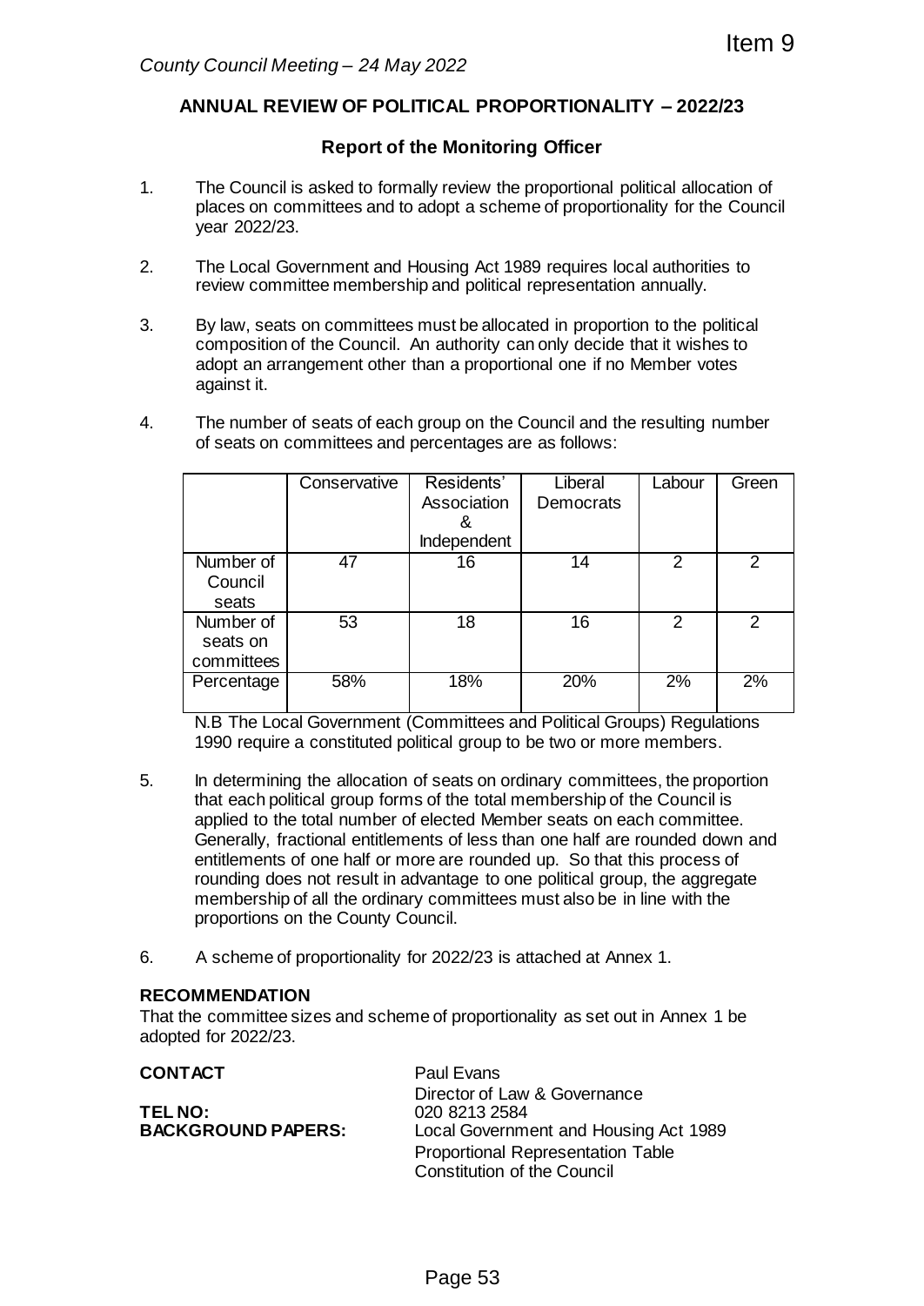Item 9

*County Council Meeting – 24 May 2022*

## ANNUAL REVIEW OF POLITICAL PROPORTIONALITY – 2022/23

### Report of the Monitoring Officer

1. The Council is asked to formally review the proportional political allocation of places on committees and to adopt a scheme of proportionality for the Council year 2022/23.

2. The Local Government and Housing Act 1989 requires local authorities to review committee membership and political representation annually.

3. By law, seats on committees must be allocated in proportion to the political composition of the Council. An authority can only decide that it wishes to adopt an arrangement other than a proportional one if no Member votes against it.

4. The number of seats of each group on the Council and the resulting number of seats on committees and percentages are as follows:

| | Conservative | Residents' Association & Independent | Liberal Democrats | Labour | Green |
|---|---|---|---|---|---|
| Number of Council seats | 47 | 16 | 14 | 2 | 2 |
| Number of seats on committees | 53 | 18 | 16 | 2 | 2 |
| Percentage | 58% | 18% | 20% | 2% | 2% |

N.B The Local Government (Committees and Political Groups) Regulations 1990 require a constituted political group to be two or more members.

5. In determining the allocation of seats on ordinary committees, the proportion that each political group forms of the total membership of the Council is applied to the total number of elected Member seats on each committee. Generally, fractional entitlements of less than one half are rounded down and entitlements of one half or more are rounded up. So that this process of rounding does not result in advantage to one political group, the aggregate membership of all the ordinary committees must also be in line with the proportions on the County Council.

6. A scheme of proportionality for 2022/23 is attached at Annex 1.

**RECOMMENDATION**

That the committee sizes and scheme of proportionality as set out in Annex 1 be adopted for 2022/23.

**CONTACT** Paul Evans
Director of Law & Governance

**TEL NO:** 020 8213 2584

**BACKGROUND PAPERS:** Local Government and Housing Act 1989
Proportional Representation Table
Constitution of the Council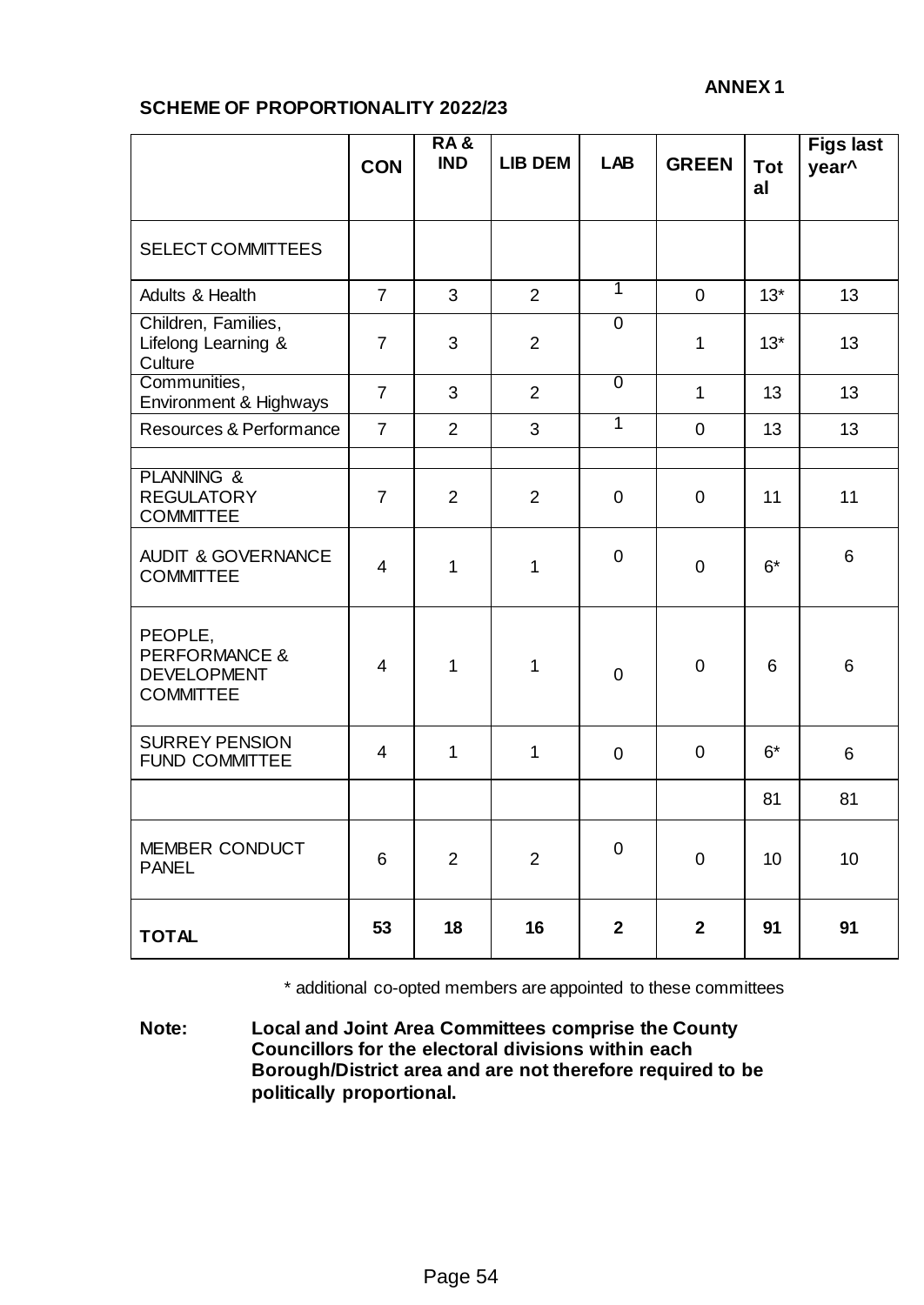**ANNEX 1**

**SCHEME OF PROPORTIONALITY 2022/23**

| | **CON** | **RA & IND** | **LIB DEM** | **LAB** | **GREEN** | **Total** | **Figs last year^** |
|---|---|---|---|---|---|---|---|
| SELECT COMMITTEES | | | | | | | |
| Adults & Health | 7 | 3 | 2 | 1 | 0 | 13* | 13 |
| Children, Families, Lifelong Learning & Culture | 7 | 3 | 2 | 0 | 1 | 13* | 13 |
| Communities, Environment & Highways | 7 | 3 | 2 | 0 | 1 | 13 | 13 |
| Resources & Performance | 7 | 2 | 3 | 1 | 0 | 13 | 13 |
| | | | | | | | |
| PLANNING & REGULATORY COMMITTEE | 7 | 2 | 2 | 0 | 0 | 11 | 11 |
| AUDIT & GOVERNANCE COMMITTEE | 4 | 1 | 1 | 0 | 0 | 6* | 6 |
| PEOPLE, PERFORMANCE & DEVELOPMENT COMMITTEE | 4 | 1 | 1 | 0 | 0 | 6 | 6 |
| SURREY PENSION FUND COMMITTEE | 4 | 1 | 1 | 0 | 0 | 6* | 6 |
| | | | | | | 81 | 81 |
| MEMBER CONDUCT PANEL | 6 | 2 | 2 | 0 | 0 | 10 | 10 |
| **TOTAL** | **53** | **18** | **16** | **2** | **2** | **91** | **91** |

\* additional co-opted members are appointed to these committees

**Note:** **Local and Joint Area Committees comprise the County Councillors for the electoral divisions within each Borough/District area and are not therefore required to be politically proportional.**